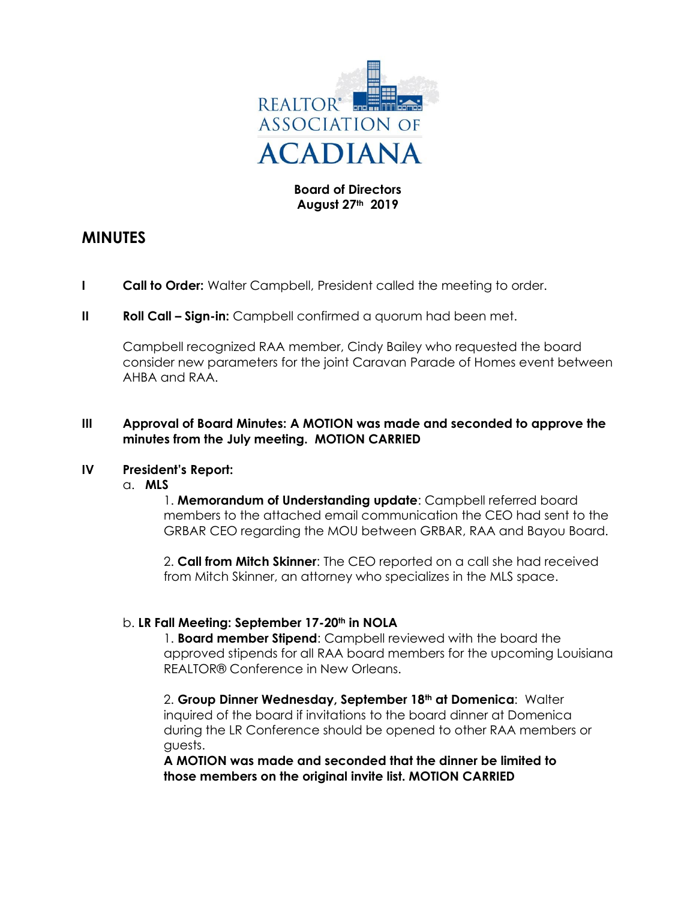REALTOR® ASSOCIATION OF ACADIANA

**Board of Directors**
**August 27th 2019**

# MINUTES

**I** **Call to Order:** Walter Campbell, President called the meeting to order.

**II** **Roll Call – Sign-in:** Campbell confirmed a quorum had been met.

Campbell recognized RAA member, Cindy Bailey who requested the board consider new parameters for the joint Caravan Parade of Homes event between AHBA and RAA.

**III** **Approval of Board Minutes: A MOTION was made and seconded to approve the minutes from the July meeting. MOTION CARRIED**

**IV** **President's Report:**

a. **MLS**

1. **Memorandum of Understanding update**: Campbell referred board members to the attached email communication the CEO had sent to the GRBAR CEO regarding the MOU between GRBAR, RAA and Bayou Board.

2. **Call from Mitch Skinner**: The CEO reported on a call she had received from Mitch Skinner, an attorney who specializes in the MLS space.

b. **LR Fall Meeting: September 17-20th in NOLA**

1. **Board member Stipend**: Campbell reviewed with the board the approved stipends for all RAA board members for the upcoming Louisiana REALTOR® Conference in New Orleans.

2. **Group Dinner Wednesday, September 18th at Domenica**: Walter inquired of the board if invitations to the board dinner at Domenica during the LR Conference should be opened to other RAA members or guests.

**A MOTION was made and seconded that the dinner be limited to those members on the original invite list. MOTION CARRIED**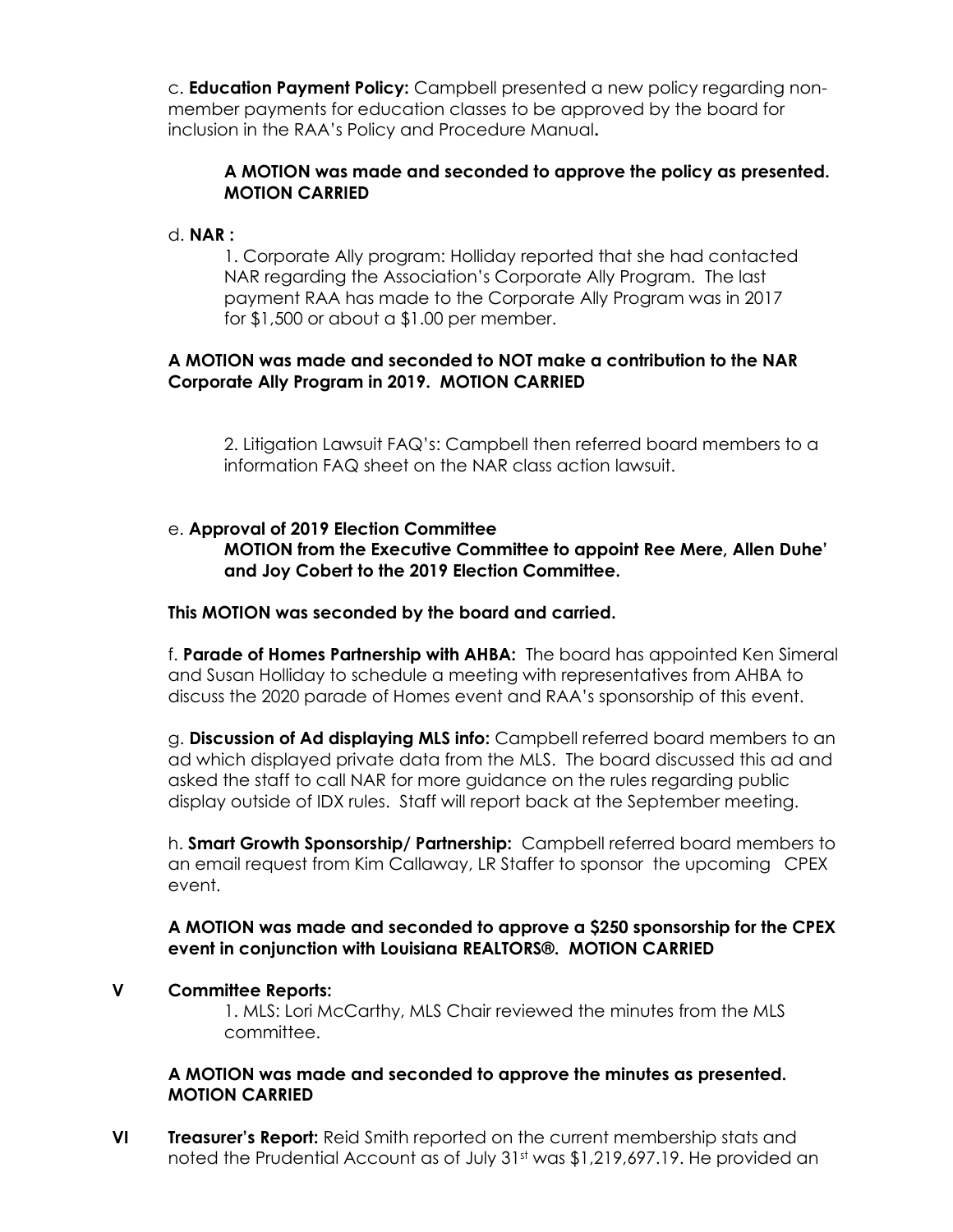c. **Education Payment Policy:** Campbell presented a new policy regarding non-member payments for education classes to be approved by the board for inclusion in the RAA's Policy and Procedure Manual**.**

**A MOTION was made and seconded to approve the policy as presented. MOTION CARRIED**

d. **NAR :**

1. Corporate Ally program: Holliday reported that she had contacted NAR regarding the Association's Corporate Ally Program. The last payment RAA has made to the Corporate Ally Program was in 2017 for $1,500 or about a $1.00 per member.

**A MOTION was made and seconded to NOT make a contribution to the NAR Corporate Ally Program in 2019. MOTION CARRIED**

2. Litigation Lawsuit FAQ's: Campbell then referred board members to a information FAQ sheet on the NAR class action lawsuit.

e. **Approval of 2019 Election Committee**

**MOTION from the Executive Committee to appoint Ree Mere, Allen Duhe' and Joy Cobert to the 2019 Election Committee.**

**This MOTION was seconded by the board and carried.**

f. **Parade of Homes Partnership with AHBA:** The board has appointed Ken Simeral and Susan Holliday to schedule a meeting with representatives from AHBA to discuss the 2020 parade of Homes event and RAA's sponsorship of this event.

g. **Discussion of Ad displaying MLS info:** Campbell referred board members to an ad which displayed private data from the MLS. The board discussed this ad and asked the staff to call NAR for more guidance on the rules regarding public display outside of IDX rules. Staff will report back at the September meeting.

h. **Smart Growth Sponsorship/ Partnership:** Campbell referred board members to an email request from Kim Callaway, LR Staffer to sponsor the upcoming CPEX event.

**A MOTION was made and seconded to approve a $250 sponsorship for the CPEX event in conjunction with Louisiana REALTORS®. MOTION CARRIED**

**V Committee Reports:**

1. MLS: Lori McCarthy, MLS Chair reviewed the minutes from the MLS committee.

**A MOTION was made and seconded to approve the minutes as presented. MOTION CARRIED**

**VI Treasurer's Report:** Reid Smith reported on the current membership stats and noted the Prudential Account as of July 31st was $1,219,697.19. He provided an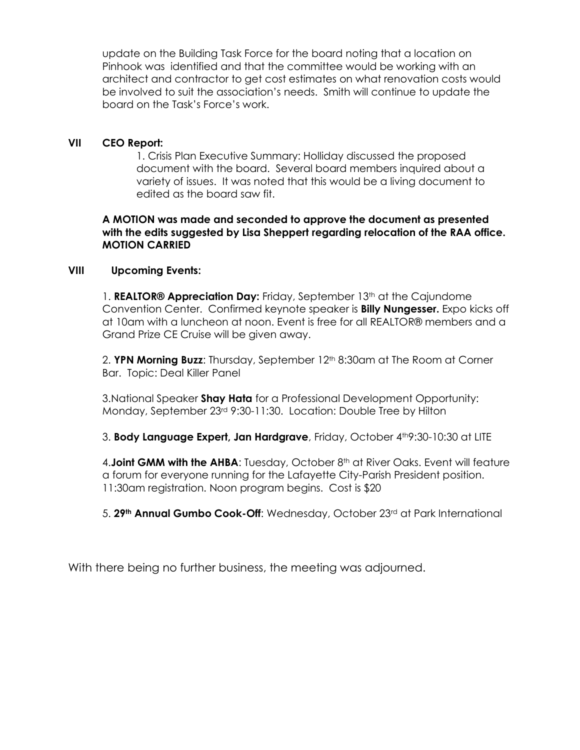update on the Building Task Force for the board noting that a location on Pinhook was identified and that the committee would be working with an architect and contractor to get cost estimates on what renovation costs would be involved to suit the association's needs. Smith will continue to update the board on the Task's Force's work.

## VII CEO Report:

1. Crisis Plan Executive Summary: Holliday discussed the proposed document with the board. Several board members inquired about a variety of issues. It was noted that this would be a living document to edited as the board saw fit.

**A MOTION was made and seconded to approve the document as presented with the edits suggested by Lisa Sheppert regarding relocation of the RAA office. MOTION CARRIED**

## VIII Upcoming Events:

1. **REALTOR® Appreciation Day:** Friday, September 13th at the Cajundome Convention Center. Confirmed keynote speaker is **Billy Nungesser.** Expo kicks off at 10am with a luncheon at noon. Event is free for all REALTOR® members and a Grand Prize CE Cruise will be given away.

2. **YPN Morning Buzz**: Thursday, September 12th 8:30am at The Room at Corner Bar. Topic: Deal Killer Panel

3.National Speaker **Shay Hata** for a Professional Development Opportunity: Monday, September 23rd 9:30-11:30. Location: Double Tree by Hilton

3. **Body Language Expert, Jan Hardgrave**, Friday, October 4th9:30-10:30 at LITE

4.**Joint GMM with the AHBA**: Tuesday, October 8th at River Oaks. Event will feature a forum for everyone running for the Lafayette City-Parish President position. 11:30am registration. Noon program begins. Cost is $20

5. **29th Annual Gumbo Cook-Off**: Wednesday, October 23rd at Park International

With there being no further business, the meeting was adjourned.